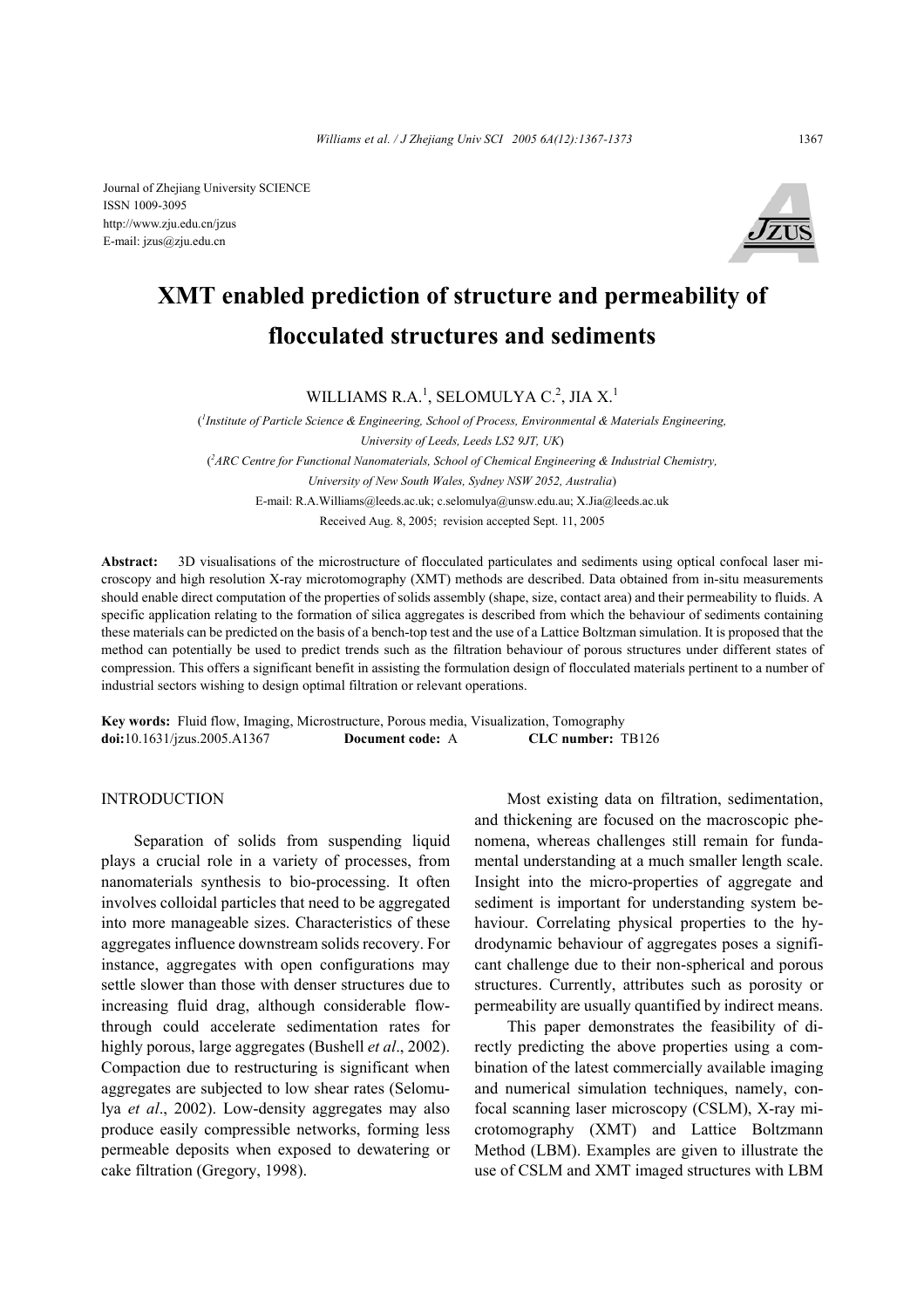Journal of Zhejiang University SCIENCE
ISSN 1009-3095
http://www.zju.edu.cn/jzus
E-mail: jzus@zju.edu.cn

# XMT enabled prediction of structure and permeability of flocculated structures and sediments

WILLIAMS R.A.[1], SELOMULYA C.[2], JIA X.[1]

([1]*Institute of Particle Science & Engineering, School of Process, Environmental & Materials Engineering, University of Leeds, Leeds LS2 9JT, UK*)

([2]*ARC Centre for Functional Nanomaterials, School of Chemical Engineering & Industrial Chemistry, University of New South Wales, Sydney NSW 2052, Australia*)

E-mail: R.A.Williams@leeds.ac.uk; c.selomulya@unsw.edu.au; X.Jia@leeds.ac.uk

Received Aug. 8, 2005; revision accepted Sept. 11, 2005

**Abstract:** 3D visualisations of the microstructure of flocculated particulates and sediments using optical confocal laser microscopy and high resolution X-ray microtomography (XMT) methods are described. Data obtained from in-situ measurements should enable direct computation of the properties of solids assembly (shape, size, contact area) and their permeability to fluids. A specific application relating to the formation of silica aggregates is described from which the behaviour of sediments containing these materials can be predicted on the basis of a bench-top test and the use of a Lattice Boltzman simulation. It is proposed that the method can potentially be used to predict trends such as the filtration behaviour of porous structures under different states of compression. This offers a significant benefit in assisting the formulation design of flocculated materials pertinent to a number of industrial sectors wishing to design optimal filtration or relevant operations.

**Key words:** Fluid flow, Imaging, Microstructure, Porous media, Visualization, Tomography
**doi:**10.1631/jzus.2005.A1367 **Document code:** A **CLC number:** TB126

## INTRODUCTION

Separation of solids from suspending liquid plays a crucial role in a variety of processes, from nanomaterials synthesis to bio-processing. It often involves colloidal particles that need to be aggregated into more manageable sizes. Characteristics of these aggregates influence downstream solids recovery. For instance, aggregates with open configurations may settle slower than those with denser structures due to increasing fluid drag, although considerable flow-through could accelerate sedimentation rates for highly porous, large aggregates (Bushell *et al*., 2002). Compaction due to restructuring is significant when aggregates are subjected to low shear rates (Selomulya *et al*., 2002). Low-density aggregates may also produce easily compressible networks, forming less permeable deposits when exposed to dewatering or cake filtration (Gregory, 1998).

Most existing data on filtration, sedimentation, and thickening are focused on the macroscopic phenomena, whereas challenges still remain for fundamental understanding at a much smaller length scale. Insight into the micro-properties of aggregate and sediment is important for understanding system behaviour. Correlating physical properties to the hydrodynamic behaviour of aggregates poses a significant challenge due to their non-spherical and porous structures. Currently, attributes such as porosity or permeability are usually quantified by indirect means.

This paper demonstrates the feasibility of directly predicting the above properties using a combination of the latest commercially available imaging and numerical simulation techniques, namely, confocal scanning laser microscopy (CSLM), X-ray microtomography (XMT) and Lattice Boltzmann Method (LBM). Examples are given to illustrate the use of CSLM and XMT imaged structures with LBM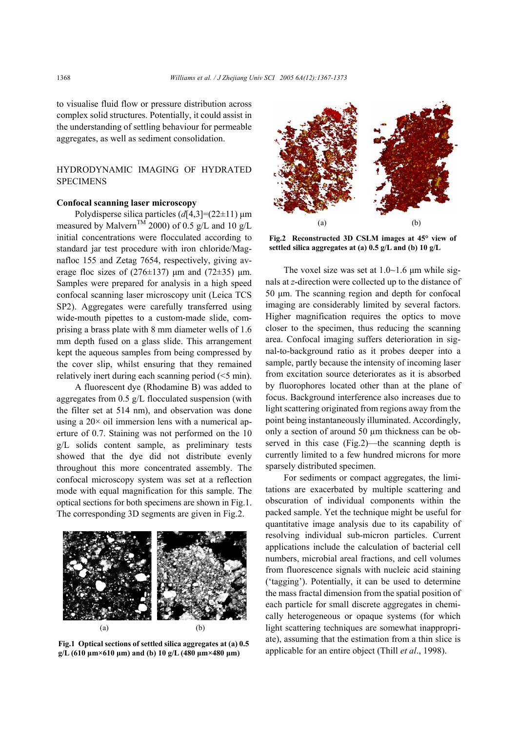to visualise fluid flow or pressure distribution across complex solid structures. Potentially, it could assist in the understanding of settling behaviour for permeable aggregates, as well as sediment consolidation.

## HYDRODYNAMIC IMAGING OF HYDRATED SPECIMENS

### Confocal scanning laser microscopy

Polydisperse silica particles ($d$[4,3]=(22±11) μm measured by Malvern™ 2000) of 0.5 g/L and 10 g/L initial concentrations were flocculated according to standard jar test procedure with iron chloride/Magnafloc 155 and Zetag 7654, respectively, giving average floc sizes of (276±137) μm and (72±35) μm. Samples were prepared for analysis in a high speed confocal scanning laser microscopy unit (Leica TCS SP2). Aggregates were carefully transferred using wide-mouth pipettes to a custom-made slide, comprising a brass plate with 8 mm diameter wells of 1.6 mm depth fused on a glass slide. This arrangement kept the aqueous samples from being compressed by the cover slip, whilst ensuring that they remained relatively inert during each scanning period (<5 min).

A fluorescent dye (Rhodamine B) was added to aggregates from 0.5 g/L flocculated suspension (with the filter set at 514 nm), and observation was done using a 20× oil immersion lens with a numerical aperture of 0.7. Staining was not performed on the 10 g/L solids content sample, as preliminary tests showed that the dye did not distribute evenly throughout this more concentrated assembly. The confocal microscopy system was set at a reflection mode with equal magnification for this sample. The optical sections for both specimens are shown in Fig.1. The corresponding 3D segments are given in Fig.2.

**Fig.1 Optical sections of settled silica aggregates at (a) 0.5 g/L (610 μm×610 μm) and (b) 10 g/L (480 μm×480 μm)**

**Fig.2 Reconstructed 3D CSLM images at 45° view of settled silica aggregates at (a) 0.5 g/L and (b) 10 g/L**

The voxel size was set at 1.0~1.6 μm while signals at $z$-direction were collected up to the distance of 50 μm. The scanning region and depth for confocal imaging are considerably limited by several factors. Higher magnification requires the optics to move closer to the specimen, thus reducing the scanning area. Confocal imaging suffers deterioration in signal-to-background ratio as it probes deeper into a sample, partly because the intensity of incoming laser from excitation source deteriorates as it is absorbed by fluorophores located other than at the plane of focus. Background interference also increases due to light scattering originated from regions away from the point being instantaneously illuminated. Accordingly, only a section of around 50 μm thickness can be observed in this case (Fig.2)—the scanning depth is currently limited to a few hundred microns for more sparsely distributed specimen.

For sediments or compact aggregates, the limitations are exacerbated by multiple scattering and obscuration of individual components within the packed sample. Yet the technique might be useful for quantitative image analysis due to its capability of resolving individual sub-micron particles. Current applications include the calculation of bacterial cell numbers, microbial areal fractions, and cell volumes from fluorescence signals with nucleic acid staining ('tagging'). Potentially, it can be used to determine the mass fractal dimension from the spatial position of each particle for small discrete aggregates in chemically heterogeneous or opaque systems (for which light scattering techniques are somewhat inappropriate), assuming that the estimation from a thin slice is applicable for an entire object (Thill *et al*., 1998).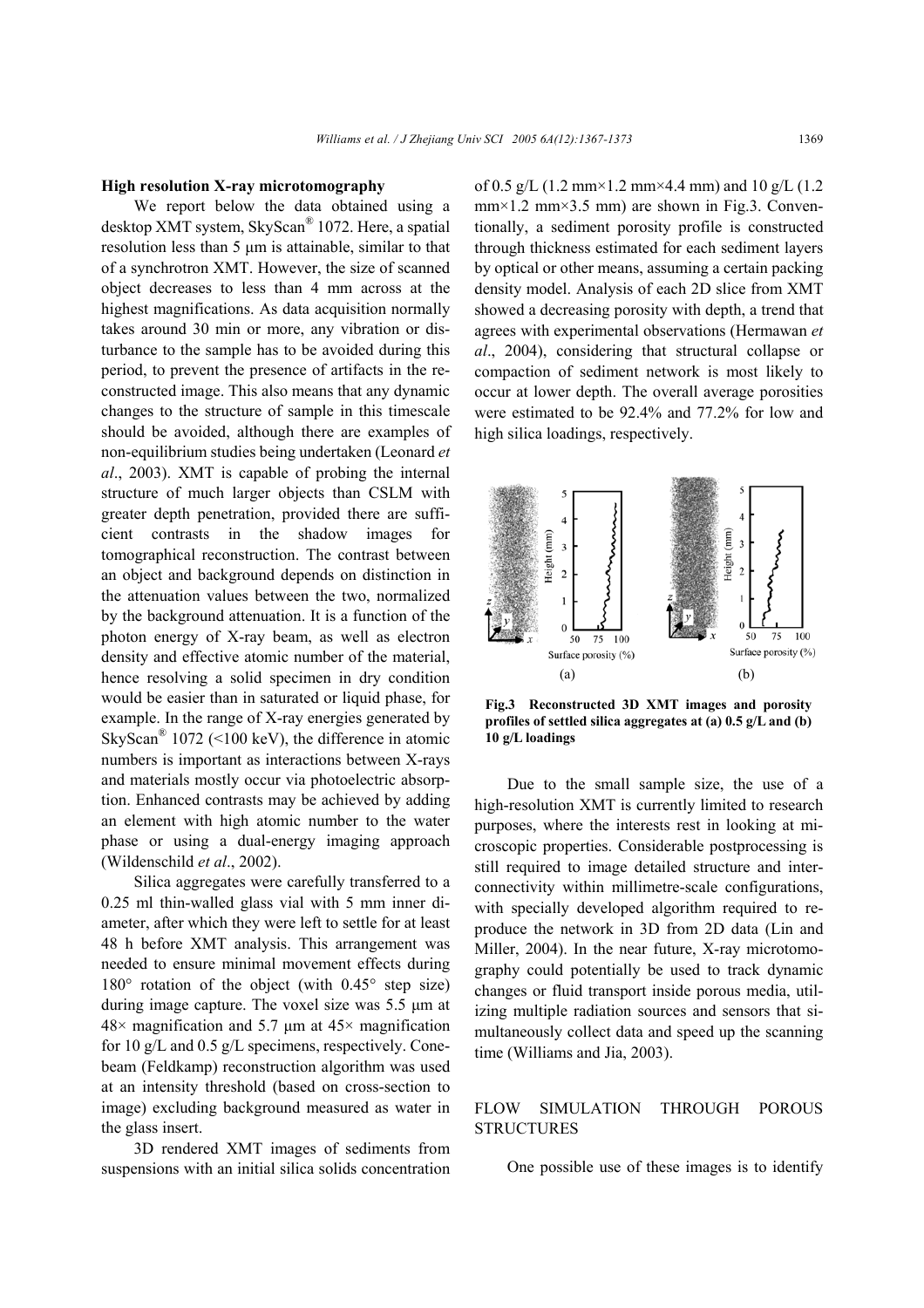### High resolution X-ray microtomography

We report below the data obtained using a desktop XMT system, SkyScan® 1072. Here, a spatial resolution less than 5 μm is attainable, similar to that of a synchrotron XMT. However, the size of scanned object decreases to less than 4 mm across at the highest magnifications. As data acquisition normally takes around 30 min or more, any vibration or disturbance to the sample has to be avoided during this period, to prevent the presence of artifacts in the reconstructed image. This also means that any dynamic changes to the structure of sample in this timescale should be avoided, although there are examples of non-equilibrium studies being undertaken (Leonard *et al*., 2003). XMT is capable of probing the internal structure of much larger objects than CSLM with greater depth penetration, provided there are sufficient contrasts in the shadow images for tomographical reconstruction. The contrast between an object and background depends on distinction in the attenuation values between the two, normalized by the background attenuation. It is a function of the photon energy of X-ray beam, as well as electron density and effective atomic number of the material, hence resolving a solid specimen in dry condition would be easier than in saturated or liquid phase, for example. In the range of X-ray energies generated by SkyScan® 1072 (<100 keV), the difference in atomic numbers is important as interactions between X-rays and materials mostly occur via photoelectric absorption. Enhanced contrasts may be achieved by adding an element with high atomic number to the water phase or using a dual-energy imaging approach (Wildenschild *et al*., 2002).

Silica aggregates were carefully transferred to a 0.25 ml thin-walled glass vial with 5 mm inner diameter, after which they were left to settle for at least 48 h before XMT analysis. This arrangement was needed to ensure minimal movement effects during 180° rotation of the object (with 0.45° step size) during image capture. The voxel size was 5.5 μm at 48× magnification and 5.7 μm at 45× magnification for 10 g/L and 0.5 g/L specimens, respectively. Cone-beam (Feldkamp) reconstruction algorithm was used at an intensity threshold (based on cross-section to image) excluding background measured as water in the glass insert.

3D rendered XMT images of sediments from suspensions with an initial silica solids concentration of 0.5 g/L (1.2 mm×1.2 mm×4.4 mm) and 10 g/L (1.2 mm×1.2 mm×3.5 mm) are shown in Fig.3. Conventionally, a sediment porosity profile is constructed through thickness estimated for each sediment layers by optical or other means, assuming a certain packing density model. Analysis of each 2D slice from XMT showed a decreasing porosity with depth, a trend that agrees with experimental observations (Hermawan *et al*., 2004), considering that structural collapse or compaction of sediment network is most likely to occur at lower depth. The overall average porosities were estimated to be 92.4% and 77.2% for low and high silica loadings, respectively.

**Fig.3 Reconstructed 3D XMT images and porosity profiles of settled silica aggregates at (a) 0.5 g/L and (b) 10 g/L loadings**

Due to the small sample size, the use of a high-resolution XMT is currently limited to research purposes, where the interests rest in looking at microscopic properties. Considerable postprocessing is still required to image detailed structure and interconnectivity within millimetre-scale configurations, with specially developed algorithm required to reproduce the network in 3D from 2D data (Lin and Miller, 2004). In the near future, X-ray microtomography could potentially be used to track dynamic changes or fluid transport inside porous media, utilizing multiple radiation sources and sensors that simultaneously collect data and speed up the scanning time (Williams and Jia, 2003).

## FLOW SIMULATION THROUGH POROUS STRUCTURES

One possible use of these images is to identify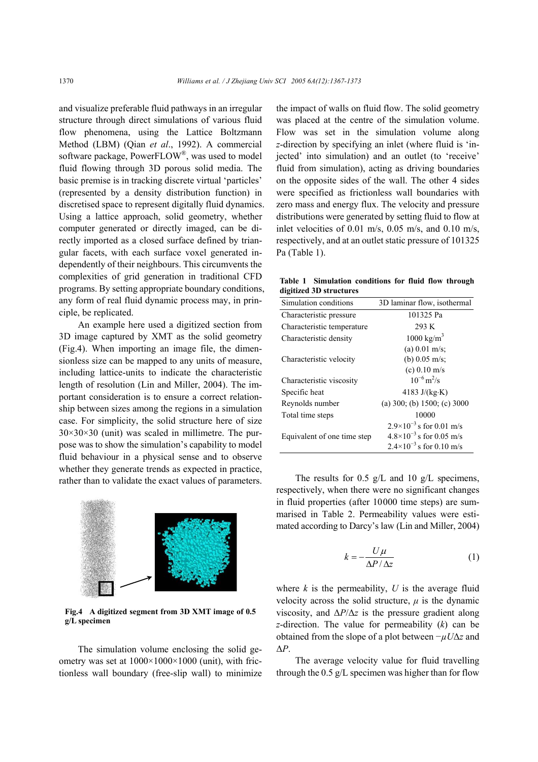and visualize preferable fluid pathways in an irregular structure through direct simulations of various fluid flow phenomena, using the Lattice Boltzmann Method (LBM) (Qian *et al*., 1992). A commercial software package, PowerFLOW®, was used to model fluid flowing through 3D porous solid media. The basic premise is in tracking discrete virtual 'particles' (represented by a density distribution function) in discretised space to represent digitally fluid dynamics. Using a lattice approach, solid geometry, whether computer generated or directly imaged, can be directly imported as a closed surface defined by triangular facets, with each surface voxel generated independently of their neighbours. This circumvents the complexities of grid generation in traditional CFD programs. By setting appropriate boundary conditions, any form of real fluid dynamic process may, in principle, be replicated.

An example here used a digitized section from 3D image captured by XMT as the solid geometry (Fig.4). When importing an image file, the dimensionless size can be mapped to any units of measure, including lattice-units to indicate the characteristic length of resolution (Lin and Miller, 2004). The important consideration is to ensure a correct relationship between sizes among the regions in a simulation case. For simplicity, the solid structure here of size 30×30×30 (unit) was scaled in millimetre. The purpose was to show the simulation's capability to model fluid behaviour in a physical sense and to observe whether they generate trends as expected in practice, rather than to validate the exact values of parameters.

**Fig.4 A digitized segment from 3D XMT image of 0.5 g/L specimen**

The simulation volume enclosing the solid geometry was set at 1000×1000×1000 (unit), with frictionless wall boundary (free-slip wall) to minimize the impact of walls on fluid flow. The solid geometry was placed at the centre of the simulation volume. Flow was set in the simulation volume along *z*-direction by specifying an inlet (where fluid is 'injected' into simulation) and an outlet (to 'receive' fluid from simulation), acting as driving boundaries on the opposite sides of the wall. The other 4 sides were specified as frictionless wall boundaries with zero mass and energy flux. The velocity and pressure distributions were generated by setting fluid to flow at inlet velocities of 0.01 m/s, 0.05 m/s, and 0.10 m/s, respectively, and at an outlet static pressure of 101325 Pa (Table 1).

**Table 1 Simulation conditions for fluid flow through digitized 3D structures**

| Simulation conditions | 3D laminar flow, isothermal |
|---|---|
| Characteristic pressure | 101325 Pa |
| Characteristic temperature | 293 K |
| Characteristic density | 1000 kg/m$^3$ |
| Characteristic velocity | (a) 0.01 m/s; (b) 0.05 m/s; (c) 0.10 m/s |
| Characteristic viscosity | $10^{-6}$ m$^2$/s |
| Specific heat | 4183 J/(kg·K) |
| Reynolds number | (a) 300; (b) 1500; (c) 3000 |
| Total time steps | 10000 |
| Equivalent of one time step | $2.9\times10^{-3}$ s for 0.01 m/s; $4.8\times10^{-3}$ s for 0.05 m/s; $2.4\times10^{-3}$ s for 0.10 m/s |

The results for 0.5 g/L and 10 g/L specimens, respectively, when there were no significant changes in fluid properties (after 10000 time steps) are summarised in Table 2. Permeability values were estimated according to Darcy's law (Lin and Miller, 2004)

$$k = -\frac{U\mu}{\Delta P/\Delta z} \tag{1}$$

where $k$ is the permeability, $U$ is the average fluid velocity across the solid structure, $\mu$ is the dynamic viscosity, and $\Delta P/\Delta z$ is the pressure gradient along $z$-direction. The value for permeability ($k$) can be obtained from the slope of a plot between $-\mu U\Delta z$ and $\Delta P$.

The average velocity value for fluid travelling through the 0.5 g/L specimen was higher than for flow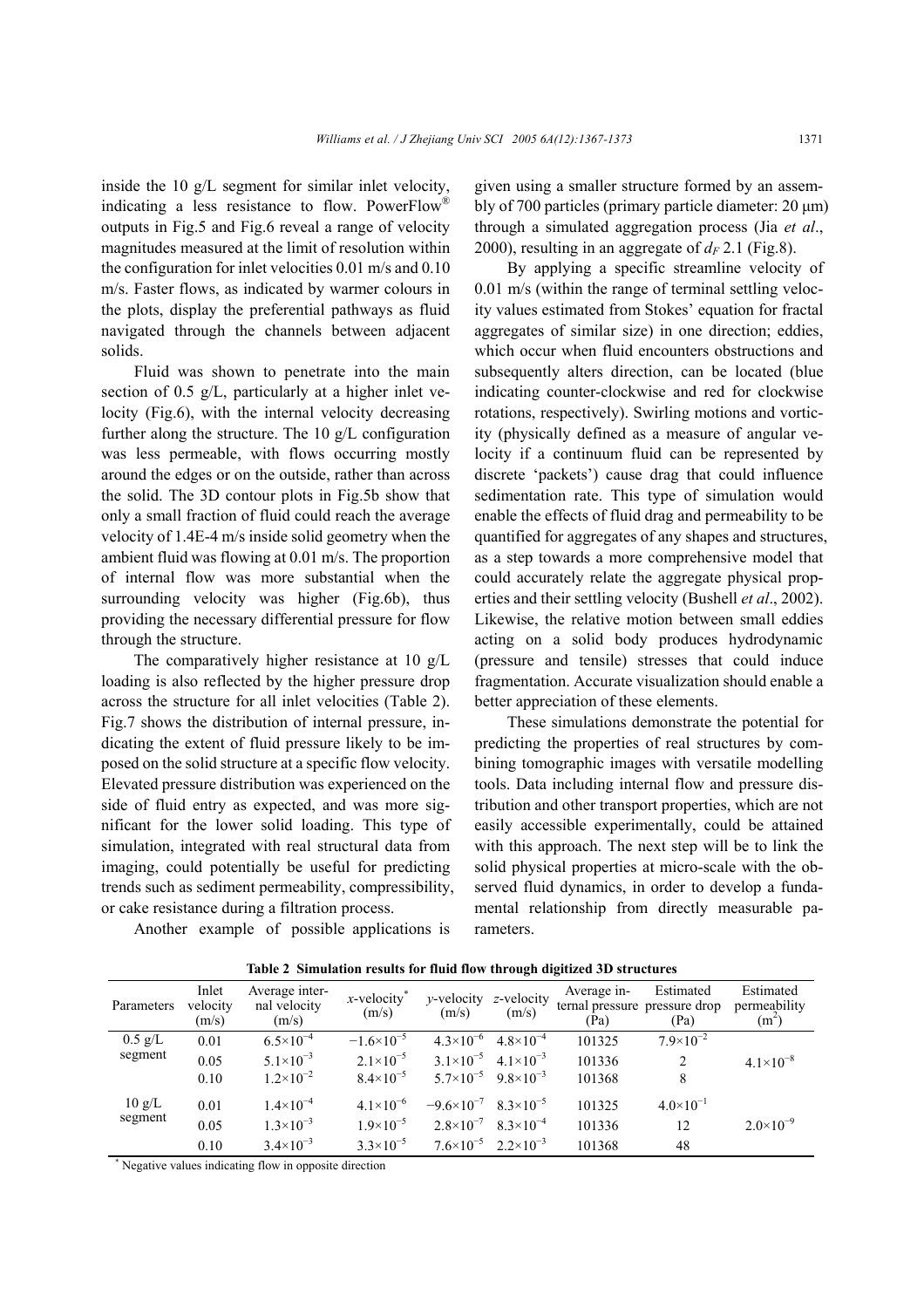inside the 10 g/L segment for similar inlet velocity, indicating a less resistance to flow. PowerFlow® outputs in Fig.5 and Fig.6 reveal a range of velocity magnitudes measured at the limit of resolution within the configuration for inlet velocities 0.01 m/s and 0.10 m/s. Faster flows, as indicated by warmer colours in the plots, display the preferential pathways as fluid navigated through the channels between adjacent solids.

Fluid was shown to penetrate into the main section of 0.5 g/L, particularly at a higher inlet velocity (Fig.6), with the internal velocity decreasing further along the structure. The 10 g/L configuration was less permeable, with flows occurring mostly around the edges or on the outside, rather than across the solid. The 3D contour plots in Fig.5b show that only a small fraction of fluid could reach the average velocity of 1.4E-4 m/s inside solid geometry when the ambient fluid was flowing at 0.01 m/s. The proportion of internal flow was more substantial when the surrounding velocity was higher (Fig.6b), thus providing the necessary differential pressure for flow through the structure.

The comparatively higher resistance at 10 g/L loading is also reflected by the higher pressure drop across the structure for all inlet velocities (Table 2). Fig.7 shows the distribution of internal pressure, indicating the extent of fluid pressure likely to be imposed on the solid structure at a specific flow velocity. Elevated pressure distribution was experienced on the side of fluid entry as expected, and was more significant for the lower solid loading. This type of simulation, integrated with real structural data from imaging, could potentially be useful for predicting trends such as sediment permeability, compressibility, or cake resistance during a filtration process.

Another example of possible applications is given using a smaller structure formed by an assembly of 700 particles (primary particle diameter: 20 μm) through a simulated aggregation process (Jia *et al*., 2000), resulting in an aggregate of $d_F$ 2.1 (Fig.8).

By applying a specific streamline velocity of 0.01 m/s (within the range of terminal settling velocity values estimated from Stokes' equation for fractal aggregates of similar size) in one direction; eddies, which occur when fluid encounters obstructions and subsequently alters direction, can be located (blue indicating counter-clockwise and red for clockwise rotations, respectively). Swirling motions and vorticity (physically defined as a measure of angular velocity if a continuum fluid can be represented by discrete 'packets') cause drag that could influence sedimentation rate. This type of simulation would enable the effects of fluid drag and permeability to be quantified for aggregates of any shapes and structures, as a step towards a more comprehensive model that could accurately relate the aggregate physical properties and their settling velocity (Bushell *et al*., 2002). Likewise, the relative motion between small eddies acting on a solid body produces hydrodynamic (pressure and tensile) stresses that could induce fragmentation. Accurate visualization should enable a better appreciation of these elements.

These simulations demonstrate the potential for predicting the properties of real structures by combining tomographic images with versatile modelling tools. Data including internal flow and pressure distribution and other transport properties, which are not easily accessible experimentally, could be attained with this approach. The next step will be to link the solid physical properties at micro-scale with the observed fluid dynamics, in order to develop a fundamental relationship from directly measurable parameters.

**Table 2 Simulation results for fluid flow through digitized 3D structures**

| Parameters | Inlet velocity (m/s) | Average internal velocity (m/s) | *x*-velocity* (m/s) | *y*-velocity (m/s) | *z*-velocity (m/s) | Average internal pressure (Pa) | Estimated pressure drop (Pa) | Estimated permeability ($m^2$) |
|---|---|---|---|---|---|---|---|---|
| 0.5 g/L segment | 0.01 | $6.5\times10^{-4}$ | $-1.6\times10^{-5}$ | $4.3\times10^{-6}$ | $4.8\times10^{-4}$ | 101325 | $7.9\times10^{-2}$ | $4.1\times10^{-8}$ |
| | 0.05 | $5.1\times10^{-3}$ | $2.1\times10^{-5}$ | $3.1\times10^{-5}$ | $4.1\times10^{-3}$ | 101336 | 2 | |
| | 0.10 | $1.2\times10^{-2}$ | $8.4\times10^{-5}$ | $5.7\times10^{-5}$ | $9.8\times10^{-3}$ | 101368 | 8 | |
| 10 g/L segment | 0.01 | $1.4\times10^{-4}$ | $4.1\times10^{-6}$ | $-9.6\times10^{-7}$ | $8.3\times10^{-5}$ | 101325 | $4.0\times10^{-1}$ | $2.0\times10^{-9}$ |
| | 0.05 | $1.3\times10^{-3}$ | $1.9\times10^{-5}$ | $2.8\times10^{-7}$ | $8.3\times10^{-4}$ | 101336 | 12 | |
| | 0.10 | $3.4\times10^{-3}$ | $3.3\times10^{-5}$ | $7.6\times10^{-5}$ | $2.2\times10^{-3}$ | 101368 | 48 | |

\* Negative values indicating flow in opposite direction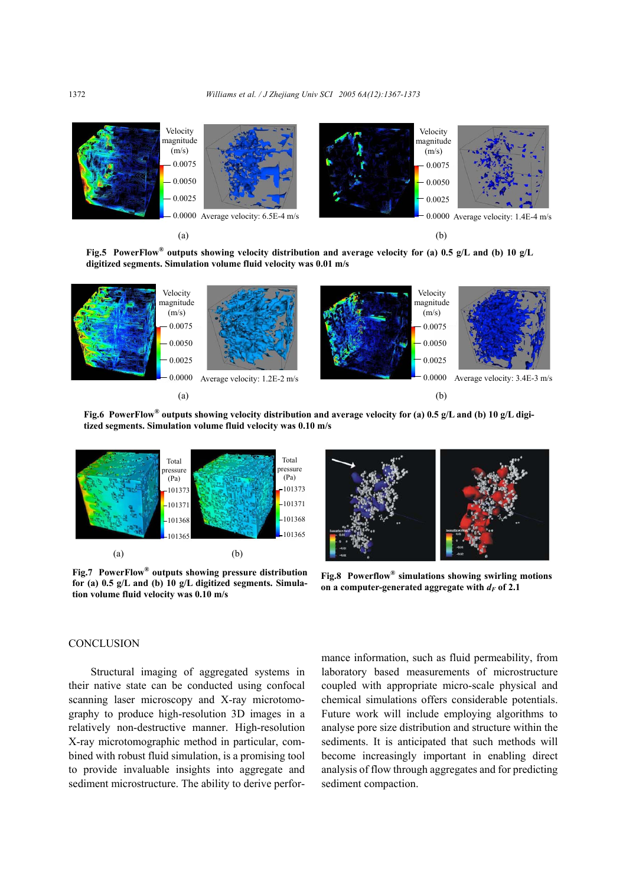Fig.5 PowerFlow® outputs showing velocity distribution and average velocity for (a) 0.5 g/L and (b) 10 g/L digitized segments. Simulation volume fluid velocity was 0.01 m/s

Fig.6 PowerFlow® outputs showing velocity distribution and average velocity for (a) 0.5 g/L and (b) 10 g/L digitized segments. Simulation volume fluid velocity was 0.10 m/s

Fig.7 PowerFlow® outputs showing pressure distribution for (a) 0.5 g/L and (b) 10 g/L digitized segments. Simulation volume fluid velocity was 0.10 m/s

Fig.8 Powerflow® simulations showing swirling motions on a computer-generated aggregate with $d_F$ of 2.1

## CONCLUSION

Structural imaging of aggregated systems in their native state can be conducted using confocal scanning laser microscopy and X-ray microtomography to produce high-resolution 3D images in a relatively non-destructive manner. High-resolution X-ray microtomographic method in particular, combined with robust fluid simulation, is a promising tool to provide invaluable insights into aggregate and sediment microstructure. The ability to derive performance information, such as fluid permeability, from laboratory based measurements of microstructure coupled with appropriate micro-scale physical and chemical simulations offers considerable potentials. Future work will include employing algorithms to analyse pore size distribution and structure within the sediments. It is anticipated that such methods will become increasingly important in enabling direct analysis of flow through aggregates and for predicting sediment compaction.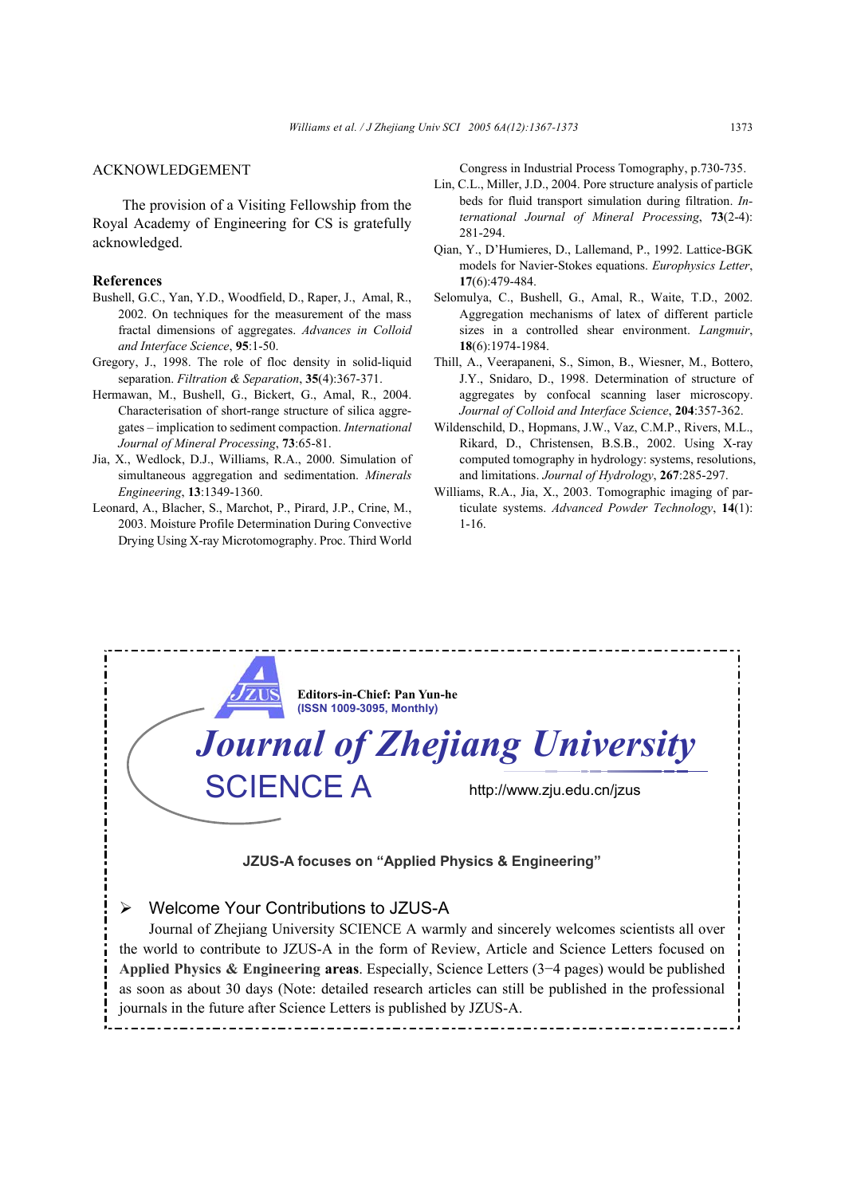## ACKNOWLEDGEMENT

The provision of a Visiting Fellowship from the Royal Academy of Engineering for CS is gratefully acknowledged.

## References

Bushell, G.C., Yan, Y.D., Woodfield, D., Raper, J., Amal, R., 2002. On techniques for the measurement of the mass fractal dimensions of aggregates. *Advances in Colloid and Interface Science*, **95**:1-50.

Gregory, J., 1998. The role of floc density in solid-liquid separation. *Filtration & Separation*, **35**(4):367-371.

Hermawan, M., Bushell, G., Bickert, G., Amal, R., 2004. Characterisation of short-range structure of silica aggregates – implication to sediment compaction. *International Journal of Mineral Processing*, **73**:65-81.

Jia, X., Wedlock, D.J., Williams, R.A., 2000. Simulation of simultaneous aggregation and sedimentation. *Minerals Engineering*, **13**:1349-1360.

Leonard, A., Blacher, S., Marchot, P., Pirard, J.P., Crine, M., 2003. Moisture Profile Determination During Convective Drying Using X-ray Microtomography. Proc. Third World Congress in Industrial Process Tomography, p.730-735.

Lin, C.L., Miller, J.D., 2004. Pore structure analysis of particle beds for fluid transport simulation during filtration. *International Journal of Mineral Processing*, **73**(2-4): 281-294.

Qian, Y., D'Humieres, D., Lallemand, P., 1992. Lattice-BGK models for Navier-Stokes equations. *Europhysics Letter*, **17**(6):479-484.

Selomulya, C., Bushell, G., Amal, R., Waite, T.D., 2002. Aggregation mechanisms of latex of different particle sizes in a controlled shear environment. *Langmuir*, **18**(6):1974-1984.

Thill, A., Veerapaneni, S., Simon, B., Wiesner, M., Bottero, J.Y., Snidaro, D., 1998. Determination of structure of aggregates by confocal scanning laser microscopy. *Journal of Colloid and Interface Science*, **204**:357-362.

Wildenschild, D., Hopmans, J.W., Vaz, C.M.P., Rivers, M.L., Rikard, D., Christensen, B.S.B., 2002. Using X-ray computed tomography in hydrology: systems, resolutions, and limitations. *Journal of Hydrology*, **267**:285-297.

Williams, R.A., Jia, X., 2003. Tomographic imaging of particulate systems. *Advanced Powder Technology*, **14**(1): 1-16.

---

**Editors-in-Chief: Pan Yun-he**
**(ISSN 1009-3095, Monthly)**

# *Journal of Zhejiang University* SCIENCE A

http://www.zju.edu.cn/jzus

**JZUS-A focuses on "Applied Physics & Engineering"**

- Welcome Your Contributions to JZUS-A

Journal of Zhejiang University SCIENCE A warmly and sincerely welcomes scientists all over the world to contribute to JZUS-A in the form of Review, Article and Science Letters focused on **Applied Physics & Engineering areas**. Especially, Science Letters (3−4 pages) would be published as soon as about 30 days (Note: detailed research articles can still be published in the professional journals in the future after Science Letters is published by JZUS-A.